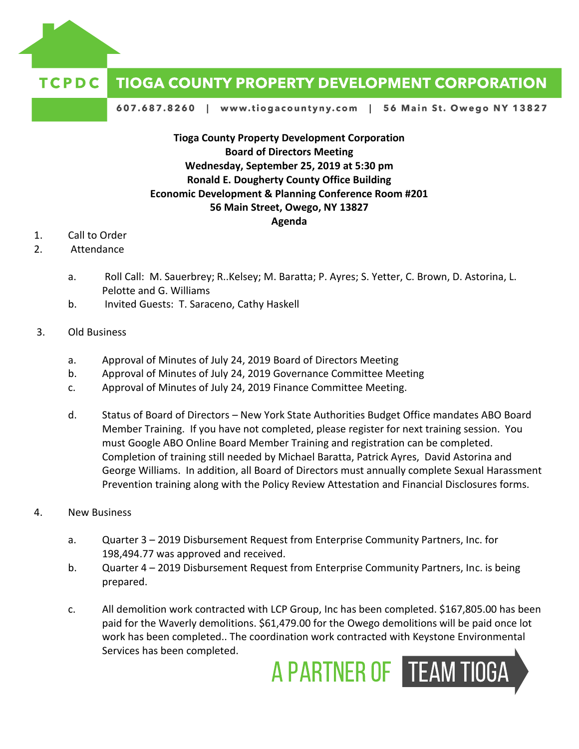# TCPDC TIOGA COUNTY PROPERTY DEVELOPMENT CORPORATION

607.687.8260 | www.tiogacountyny.com | 56 Main St. Owego NY 13827

**Tioga County Property Development Corporation**
**Board of Directors Meeting**
**Wednesday, September 25, 2019 at 5:30 pm**
**Ronald E. Dougherty County Office Building**
**Economic Development & Planning Conference Room #201**
**56 Main Street, Owego, NY 13827**
**Agenda**

1. Call to Order
2. Attendance
   a. Roll Call: M. Sauerbrey; R..Kelsey; M. Baratta; P. Ayres; S. Yetter, C. Brown, D. Astorina, L. Pelotte and G. Williams
   b. Invited Guests: T. Saraceno, Cathy Haskell
3. Old Business
   a. Approval of Minutes of July 24, 2019 Board of Directors Meeting
   b. Approval of Minutes of July 24, 2019 Governance Committee Meeting
   c. Approval of Minutes of July 24, 2019 Finance Committee Meeting.
   d. Status of Board of Directors – New York State Authorities Budget Office mandates ABO Board Member Training. If you have not completed, please register for next training session. You must Google ABO Online Board Member Training and registration can be completed. Completion of training still needed by Michael Baratta, Patrick Ayres, David Astorina and George Williams. In addition, all Board of Directors must annually complete Sexual Harassment Prevention training along with the Policy Review Attestation and Financial Disclosures forms.
4. New Business
   a. Quarter 3 – 2019 Disbursement Request from Enterprise Community Partners, Inc. for 198,494.77 was approved and received.
   b. Quarter 4 – 2019 Disbursement Request from Enterprise Community Partners, Inc. is being prepared.
   c. All demolition work contracted with LCP Group, Inc has been completed. $167,805.00 has been paid for the Waverly demolitions. $61,479.00 for the Owego demolitions will be paid once lot work has been completed.. The coordination work contracted with Keystone Environmental Services has been completed.

A PARTNER OF TEAM TIOGA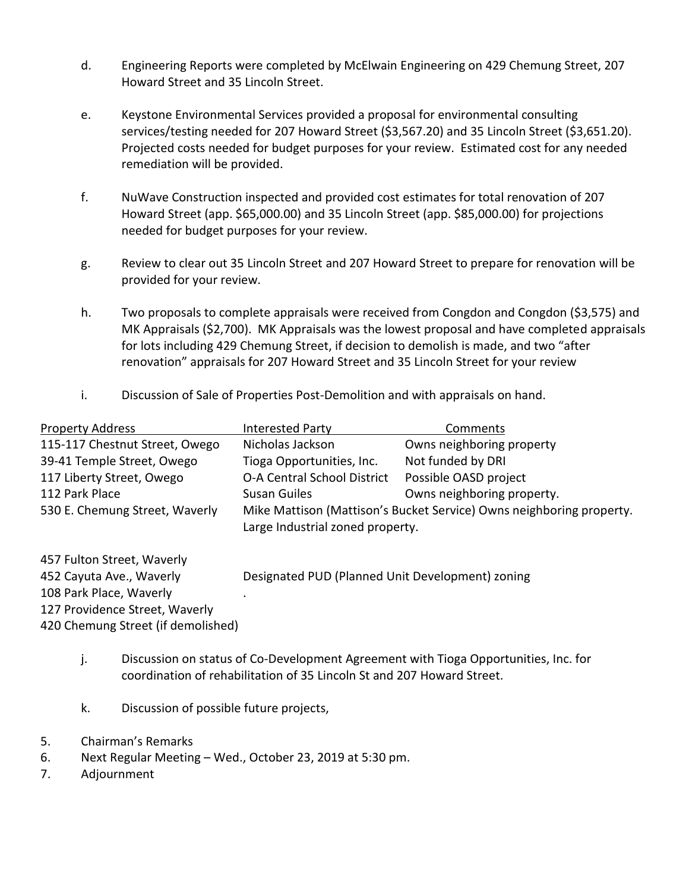d. Engineering Reports were completed by McElwain Engineering on 429 Chemung Street, 207 Howard Street and 35 Lincoln Street.

e. Keystone Environmental Services provided a proposal for environmental consulting services/testing needed for 207 Howard Street ($3,567.20) and 35 Lincoln Street ($3,651.20). Projected costs needed for budget purposes for your review. Estimated cost for any needed remediation will be provided.

f. NuWave Construction inspected and provided cost estimates for total renovation of 207 Howard Street (app. $65,000.00) and 35 Lincoln Street (app. $85,000.00) for projections needed for budget purposes for your review.

g. Review to clear out 35 Lincoln Street and 207 Howard Street to prepare for renovation will be provided for your review.

h. Two proposals to complete appraisals were received from Congdon and Congdon ($3,575) and MK Appraisals ($2,700). MK Appraisals was the lowest proposal and have completed appraisals for lots including 429 Chemung Street, if decision to demolish is made, and two "after renovation" appraisals for 207 Howard Street and 35 Lincoln Street for your review

i. Discussion of Sale of Properties Post-Demolition and with appraisals on hand.

| Property Address | Interested Party | Comments |
|---|---|---|
| 115-117 Chestnut Street, Owego | Nicholas Jackson | Owns neighboring property |
| 39-41 Temple Street, Owego | Tioga Opportunities, Inc. | Not funded by DRI |
| 117 Liberty Street, Owego | O-A Central School District | Possible OASD project |
| 112 Park Place | Susan Guiles | Owns neighboring property. |
| 530 E. Chemung Street, Waverly | Mike Mattison (Mattison's Bucket Service) Owns neighboring property. Large Industrial zoned property. | |
| 457 Fulton Street, Waverly | | |
| 452 Cayuta Ave., Waverly | Designated PUD (Planned Unit Development) zoning | |
| 108 Park Place, Waverly | . | |
| 127 Providence Street, Waverly | | |
| 420 Chemung Street (if demolished) | | |

j. Discussion on status of Co-Development Agreement with Tioga Opportunities, Inc. for coordination of rehabilitation of 35 Lincoln St and 207 Howard Street.

k. Discussion of possible future projects,

5. Chairman's Remarks
6. Next Regular Meeting – Wed., October 23, 2019 at 5:30 pm.
7. Adjournment